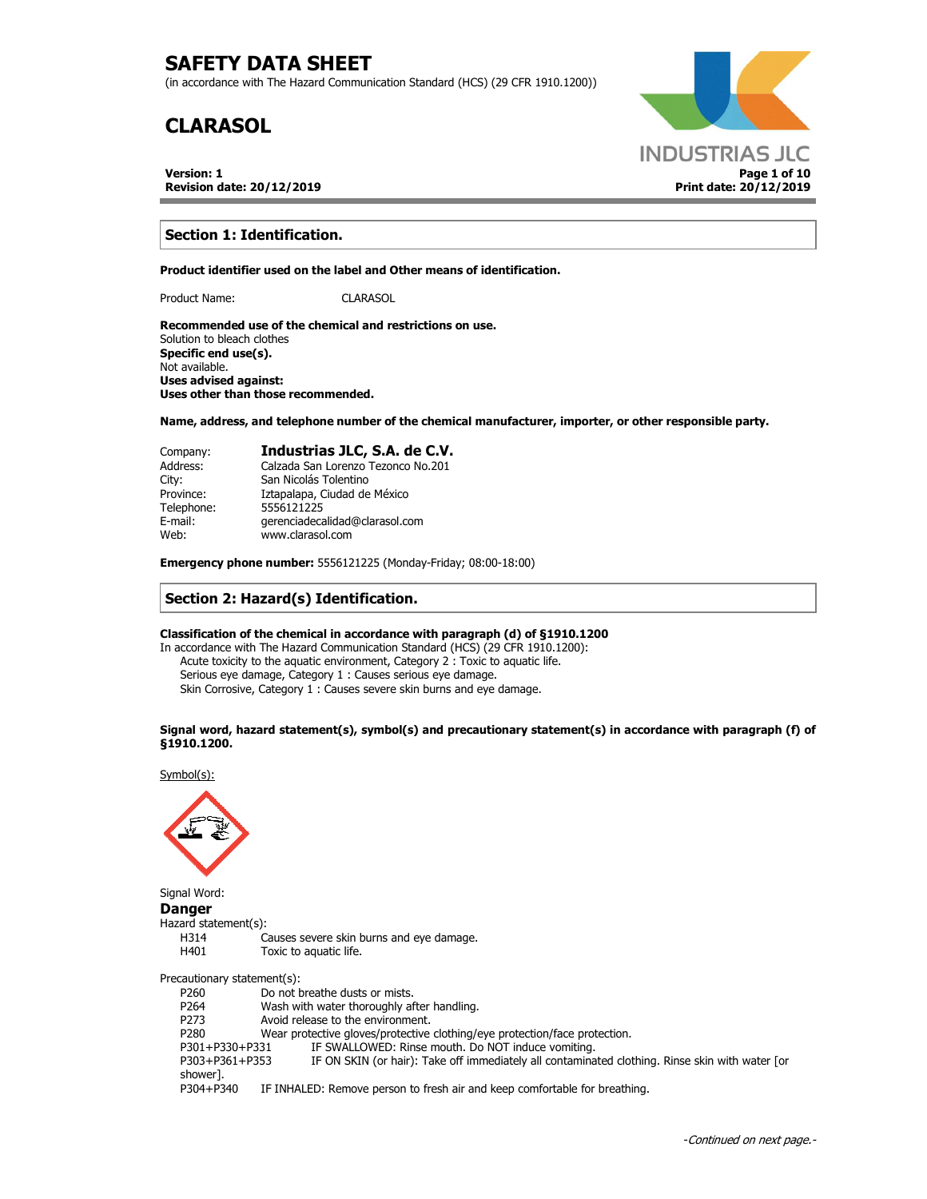# SAFETY DATA SHEET

(in accordance with The Hazard Communication Standard (HCS) (29 CFR 1910.1200))

# CLARASOL

**Version: 1**
**Revision date: 20/12/2019**

**Print date: 20/12/2019**

## Section 1: Identification.

**Product identifier used on the label and Other means of identification.**

Product Name: CLARASOL

**Recommended use of the chemical and restrictions on use.**
Solution to bleach clothes
**Specific end use(s).**
Not available.
**Uses advised against:**
**Uses other than those recommended.**

**Name, address, and telephone number of the chemical manufacturer, importer, or other responsible party.**

| | |
|---|---|
| Company: | **Industrias JLC, S.A. de C.V.** |
| Address: | Calzada San Lorenzo Tezonco No.201 |
| City: | San Nicolás Tolentino |
| Province: | Iztapalapa, Ciudad de México |
| Telephone: | 5556121225 |
| E-mail: | gerenciadecalidad@clarasol.com |
| Web: | www.clarasol.com |

**Emergency phone number:** 5556121225 (Monday-Friday; 08:00-18:00)

## Section 2: Hazard(s) Identification.

**Classification of the chemical in accordance with paragraph (d) of §1910.1200**
In accordance with The Hazard Communication Standard (HCS) (29 CFR 1910.1200):
- Acute toxicity to the aquatic environment, Category 2 : Toxic to aquatic life.
- Serious eye damage, Category 1 : Causes serious eye damage.
- Skin Corrosive, Category 1 : Causes severe skin burns and eye damage.

**Signal word, hazard statement(s), symbol(s) and precautionary statement(s) in accordance with paragraph (f) of §1910.1200.**

Symbol(s):

Signal Word:
**Danger**
Hazard statement(s):

| | |
|---|---|
| H314 | Causes severe skin burns and eye damage. |
| H401 | Toxic to aquatic life. |

Precautionary statement(s):

| | |
|---|---|
| P260 | Do not breathe dusts or mists. |
| P264 | Wash with water thoroughly after handling. |
| P273 | Avoid release to the environment. |
| P280 | Wear protective gloves/protective clothing/eye protection/face protection. |
| P301+P330+P331 | IF SWALLOWED: Rinse mouth. Do NOT induce vomiting. |
| P303+P361+P353 | IF ON SKIN (or hair): Take off immediately all contaminated clothing. Rinse skin with water [or shower]. |
| P304+P340 | IF INHALED: Remove person to fresh air and keep comfortable for breathing. |

-Continued on next page.-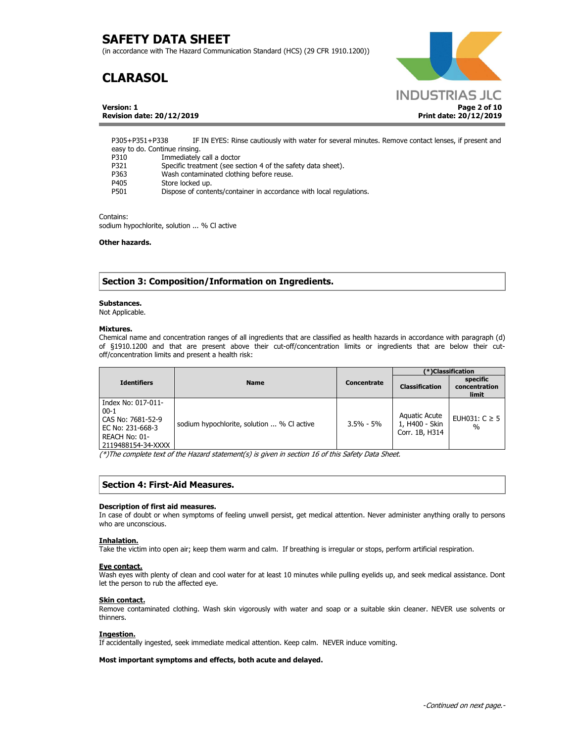P305+P351+P338 IF IN EYES: Rinse cautiously with water for several minutes. Remove contact lenses, if present and easy to do. Continue rinsing.
P310 Immediately call a doctor
P321 Specific treatment (see section 4 of the safety data sheet).
P363 Wash contaminated clothing before reuse.
P405 Store locked up.
P501 Dispose of contents/container in accordance with local regulations.

Contains:
sodium hypochlorite, solution ... % Cl active

**Other hazards.**

## Section 3: Composition/Information on Ingredients.

**Substances.**
Not Applicable.

**Mixtures.**
Chemical name and concentration ranges of all ingredients that are classified as health hazards in accordance with paragraph (d) of §1910.1200 and that are present above their cut-off/concentration limits or ingredients that are below their cut-off/concentration limits and present a health risk:

| Identifiers | Name | Concentrate | (*)Classification | |
|---|---|---|---|---|
| | | | Classification | specific concentration limit |
| Index No: 017-011-00-1<br>CAS No: 7681-52-9<br>EC No: 231-668-3<br>REACH No: 01-2119488154-34-XXXX | sodium hypochlorite, solution ... % Cl active | 3.5% - 5% | Aquatic Acute 1, H400 - Skin Corr. 1B, H314 | EUH031: C ≥ 5 % |

*(*)The complete text of the Hazard statement(s) is given in section 16 of this Safety Data Sheet.*

## Section 4: First-Aid Measures.

**Description of first aid measures.**
In case of doubt or when symptoms of feeling unwell persist, get medical attention. Never administer anything orally to persons who are unconscious.

**Inhalation.**
Take the victim into open air; keep them warm and calm. If breathing is irregular or stops, perform artificial respiration.

**Eye contact.**
Wash eyes with plenty of clean and cool water for at least 10 minutes while pulling eyelids up, and seek medical assistance. Dont let the person to rub the affected eye.

**Skin contact.**
Remove contaminated clothing. Wash skin vigorously with water and soap or a suitable skin cleaner. NEVER use solvents or thinners.

**Ingestion.**
If accidentally ingested, seek immediate medical attention. Keep calm. NEVER induce vomiting.

**Most important symptoms and effects, both acute and delayed.**

*-Continued on next page.-*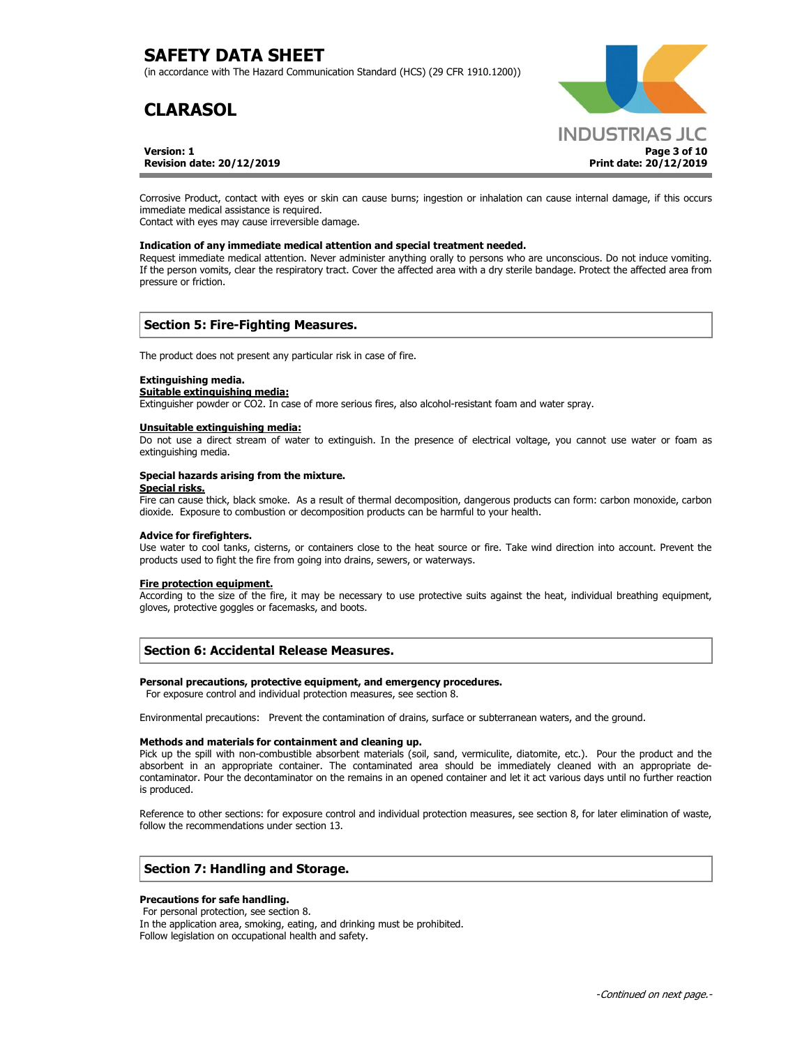Corrosive Product, contact with eyes or skin can cause burns; ingestion or inhalation can cause internal damage, if this occurs immediate medical assistance is required.
Contact with eyes may cause irreversible damage.

**Indication of any immediate medical attention and special treatment needed.**
Request immediate medical attention. Never administer anything orally to persons who are unconscious. Do not induce vomiting. If the person vomits, clear the respiratory tract. Cover the affected area with a dry sterile bandage. Protect the affected area from pressure or friction.

## Section 5: Fire-Fighting Measures.

The product does not present any particular risk in case of fire.

**Extinguishing media.**
**Suitable extinguishing media:**
Extinguisher powder or $CO_2$. In case of more serious fires, also alcohol-resistant foam and water spray.

**Unsuitable extinguishing media:**
Do not use a direct stream of water to extinguish. In the presence of electrical voltage, you cannot use water or foam as extinguishing media.

**Special hazards arising from the mixture.**
**Special risks.**
Fire can cause thick, black smoke. As a result of thermal decomposition, dangerous products can form: carbon monoxide, carbon dioxide. Exposure to combustion or decomposition products can be harmful to your health.

**Advice for firefighters.**
Use water to cool tanks, cisterns, or containers close to the heat source or fire. Take wind direction into account. Prevent the products used to fight the fire from going into drains, sewers, or waterways.

**Fire protection equipment.**
According to the size of the fire, it may be necessary to use protective suits against the heat, individual breathing equipment, gloves, protective goggles or facemasks, and boots.

## Section 6: Accidental Release Measures.

**Personal precautions, protective equipment, and emergency procedures.**
For exposure control and individual protection measures, see section 8.

Environmental precautions: Prevent the contamination of drains, surface or subterranean waters, and the ground.

**Methods and materials for containment and cleaning up.**
Pick up the spill with non-combustible absorbent materials (soil, sand, vermiculite, diatomite, etc.). Pour the product and the absorbent in an appropriate container. The contaminated area should be immediately cleaned with an appropriate de-contaminator. Pour the decontaminator on the remains in an opened container and let it act various days until no further reaction is produced.

Reference to other sections: for exposure control and individual protection measures, see section 8, for later elimination of waste, follow the recommendations under section 13.

## Section 7: Handling and Storage.

**Precautions for safe handling.**
For personal protection, see section 8.
In the application area, smoking, eating, and drinking must be prohibited.
Follow legislation on occupational health and safety.

*-Continued on next page.-*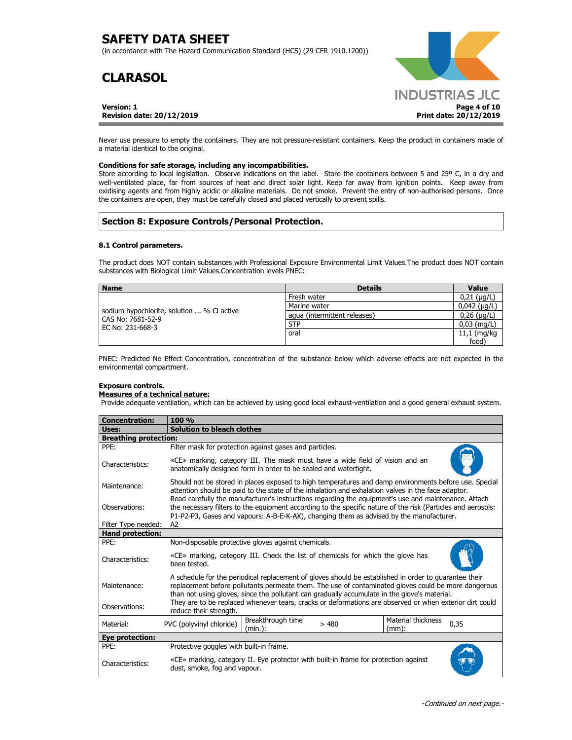Never use pressure to empty the containers. They are not pressure-resistant containers. Keep the product in containers made of a material identical to the original.

**Conditions for safe storage, including any incompatibilities.**

Store according to local legislation. Observe indications on the label. Store the containers between 5 and 25º C, in a dry and well-ventilated place, far from sources of heat and direct solar light. Keep far away from ignition points. Keep away from oxidising agents and from highly acidic or alkaline materials. Do not smoke. Prevent the entry of non-authorised persons. Once the containers are open, they must be carefully closed and placed vertically to prevent spills.

## Section 8: Exposure Controls/Personal Protection.

### 8.1 Control parameters.

The product does NOT contain substances with Professional Exposure Environmental Limit Values.The product does NOT contain substances with Biological Limit Values.Concentration levels PNEC:

| Name | Details | Value |
|---|---|---|
| sodium hypochlorite, solution ... % Cl active<br>CAS No: 7681-52-9<br>EC No: 231-668-3 | Fresh water | 0,21 (µg/L) |
| | Marine water | 0,042 (µg/L) |
| | agua (intermittent releases) | 0,26 (µg/L) |
| | STP | 0,03 (mg/L) |
| | oral | 11,1 (mg/kg food) |

PNEC: Predicted No Effect Concentration, concentration of the substance below which adverse effects are not expected in the environmental compartment.

**Exposure controls.**

**Measures of a technical nature:**

Provide adequate ventilation, which can be achieved by using good local exhaust-ventilation and a good general exhaust system.

| **Concentration:** | **100 %** | | | | |
|---|---|---|---|---|---|
| **Uses:** | **Solution to bleach clothes** | | | | |
| **Breathing protection:** | | | | | |
| PPE: | Filter mask for protection against gases and particles. | | | | |
| Characteristics: | «CE» marking, category III. The mask must have a wide field of vision and an anatomically designed form in order to be sealed and watertight. | | | | |
| Maintenance: | Should not be stored in places exposed to high temperatures and damp environments before use. Special attention should be paid to the state of the inhalation and exhalation valves in the face adaptor. | | | | |
| Observations: | Read carefully the manufacturer's instructions regarding the equipment's use and maintenance. Attach the necessary filters to the equipment according to the specific nature of the risk (Particles and aerosols: P1-P2-P3, Gases and vapours: A-B-E-K-AX), changing them as advised by the manufacturer. | | | | |
| Filter Type needed: | A2 | | | | |
| **Hand protection:** | | | | | |
| PPE: | Non-disposable protective gloves against chemicals. | | | | |
| Characteristics: | «CE» marking, category III. Check the list of chemicals for which the glove has been tested. | | | | |
| Maintenance: | A schedule for the periodical replacement of gloves should be established in order to guarantee their replacement before pollutants permeate them. The use of contaminated gloves could be more dangerous than not using gloves, since the pollutant can gradually accumulate in the glove's material. | | | | |
| Observations: | They are to be replaced whenever tears, cracks or deformations are observed or when exterior dirt could reduce their strength. | | | | |
| Material: | PVC (polyvinyl chloride) | Breakthrough time (min.): | > 480 | Material thickness (mm): | 0,35 |
| **Eye protection:** | | | | | |
| PPE: | Protective goggles with built-in frame. | | | | |
| Characteristics: | «CE» marking, category II. Eye protector with built-in frame for protection against dust, smoke, fog and vapour. | | | | |

-Continued on next page.-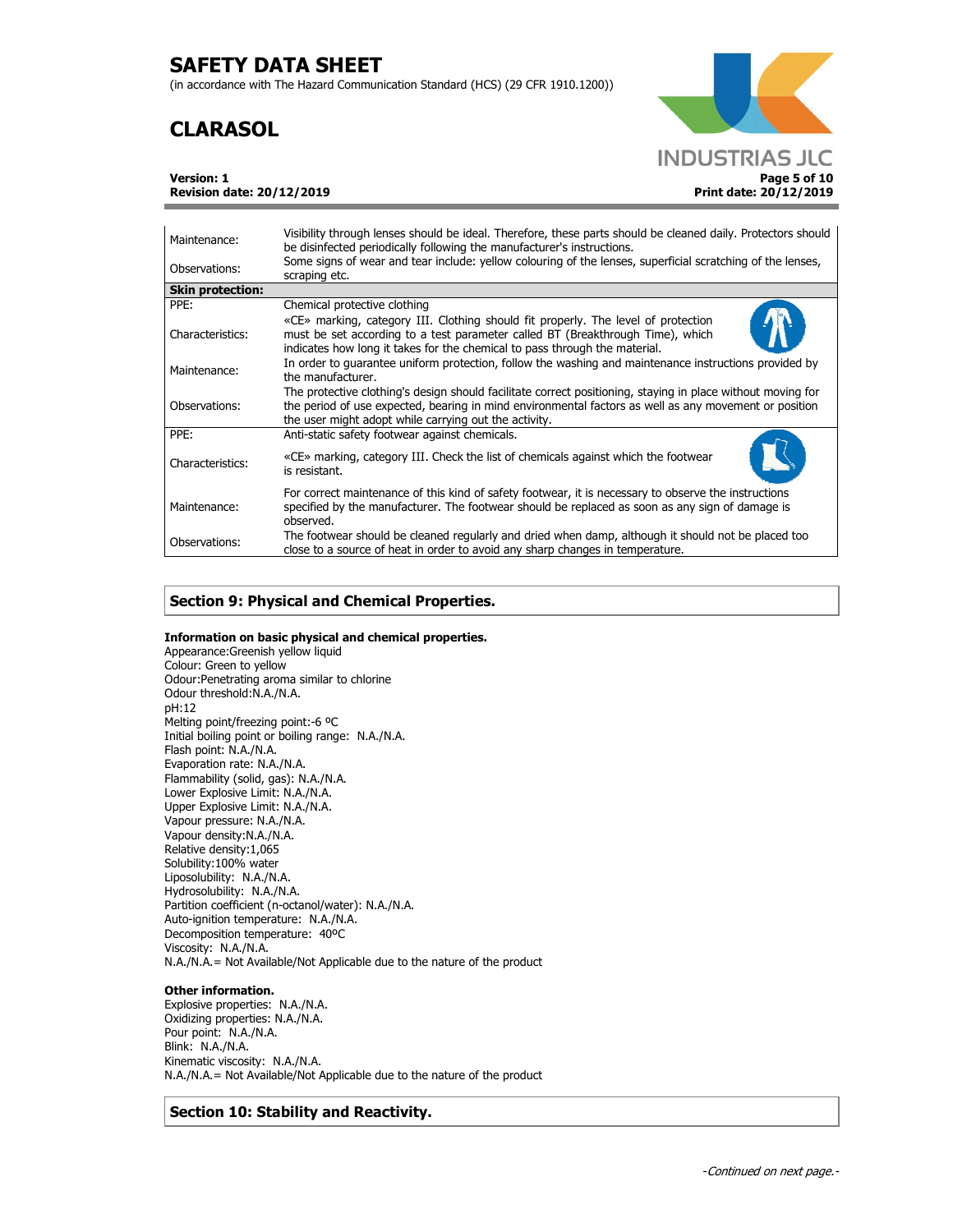| | |
|---|---|
| Maintenance: | Visibility through lenses should be ideal. Therefore, these parts should be cleaned daily. Protectors should be disinfected periodically following the manufacturer's instructions. |
| Observations: | Some signs of wear and tear include: yellow colouring of the lenses, superficial scratching of the lenses, scraping etc. |
| **Skin protection:** | |
| PPE: | Chemical protective clothing |
| Characteristics: | «CE» marking, category III. Clothing should fit properly. The level of protection must be set according to a test parameter called BT (Breakthrough Time), which indicates how long it takes for the chemical to pass through the material. |
| Maintenance: | In order to guarantee uniform protection, follow the washing and maintenance instructions provided by the manufacturer. |
| Observations: | The protective clothing's design should facilitate correct positioning, staying in place without moving for the period of use expected, bearing in mind environmental factors as well as any movement or position the user might adopt while carrying out the activity. |
| PPE: | Anti-static safety footwear against chemicals. |
| Characteristics: | «CE» marking, category III. Check the list of chemicals against which the footwear is resistant. |
| Maintenance: | For correct maintenance of this kind of safety footwear, it is necessary to observe the instructions specified by the manufacturer. The footwear should be replaced as soon as any sign of damage is observed. |
| Observations: | The footwear should be cleaned regularly and dried when damp, although it should not be placed too close to a source of heat in order to avoid any sharp changes in temperature. |

## Section 9: Physical and Chemical Properties.

**Information on basic physical and chemical properties.**

Appearance:Greenish yellow liquid
Colour: Green to yellow
Odour:Penetrating aroma similar to chlorine
Odour threshold:N.A./N.A.
pH:12
Melting point/freezing point:-6 ºC
Initial boiling point or boiling range: N.A./N.A.
Flash point: N.A./N.A.
Evaporation rate: N.A./N.A.
Flammability (solid, gas): N.A./N.A.
Lower Explosive Limit: N.A./N.A.
Upper Explosive Limit: N.A./N.A.
Vapour pressure: N.A./N.A.
Vapour density:N.A./N.A.
Relative density:1,065
Solubility:100% water
Liposolubility: N.A./N.A.
Hydrosolubility: N.A./N.A.
Partition coefficient (n-octanol/water): N.A./N.A.
Auto-ignition temperature: N.A./N.A.
Decomposition temperature: 40ºC
Viscosity: N.A./N.A.
N.A./N.A.= Not Available/Not Applicable due to the nature of the product

**Other information.**

Explosive properties: N.A./N.A.
Oxidizing properties: N.A./N.A.
Pour point: N.A./N.A.
Blink: N.A./N.A.
Kinematic viscosity: N.A./N.A.
N.A./N.A.= Not Available/Not Applicable due to the nature of the product

## Section 10: Stability and Reactivity.

*-Continued on next page.-*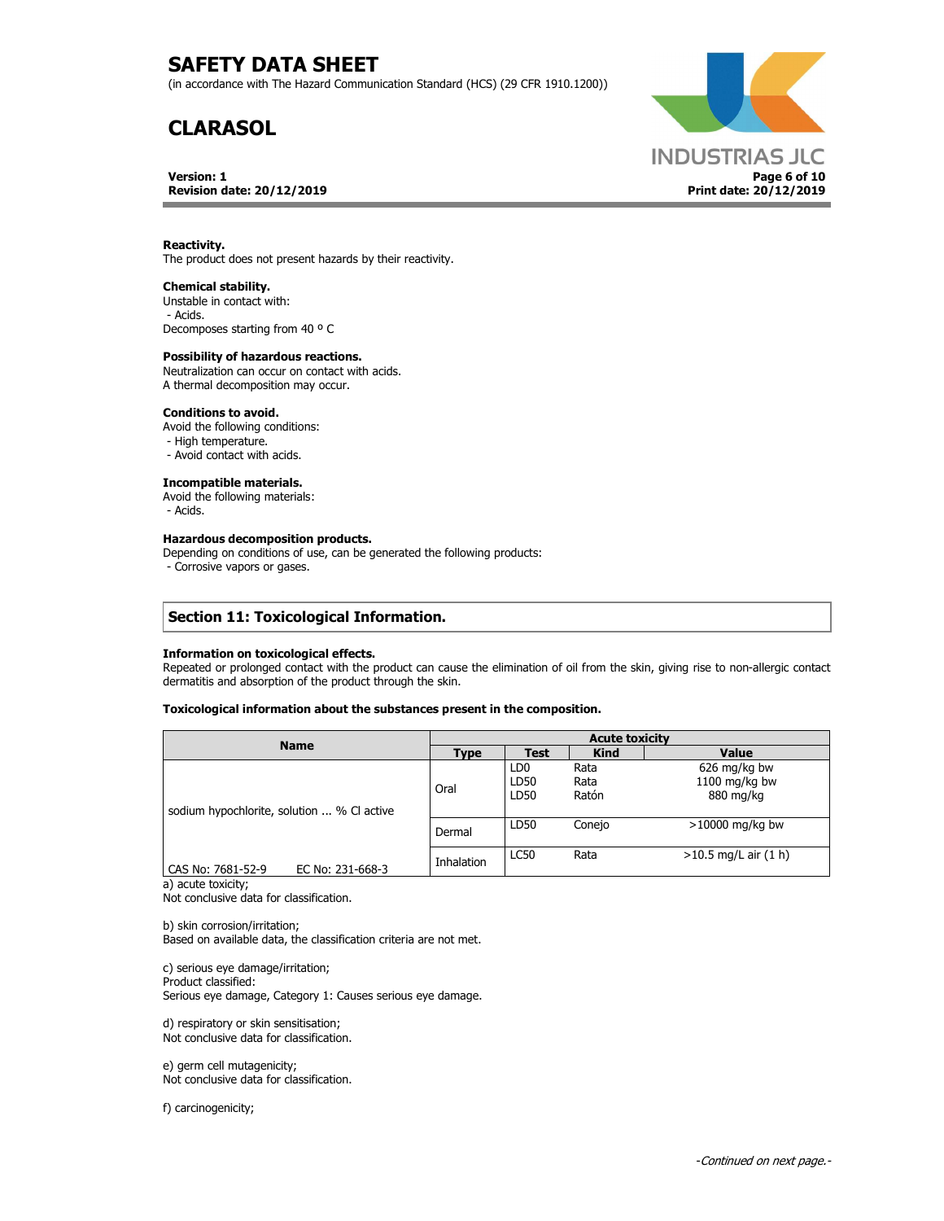**Reactivity.**
The product does not present hazards by their reactivity.

**Chemical stability.**
Unstable in contact with:
 - Acids.
Decomposes starting from 40 º C

**Possibility of hazardous reactions.**
Neutralization can occur on contact with acids.
A thermal decomposition may occur.

**Conditions to avoid.**
Avoid the following conditions:
 - High temperature.
 - Avoid contact with acids.

**Incompatible materials.**
Avoid the following materials:
 - Acids.

**Hazardous decomposition products.**
Depending on conditions of use, can be generated the following products:
 - Corrosive vapors or gases.

## Section 11: Toxicological Information.

**Information on toxicological effects.**
Repeated or prolonged contact with the product can cause the elimination of oil from the skin, giving rise to non-allergic contact dermatitis and absorption of the product through the skin.

**Toxicological information about the substances present in the composition.**

| Name | Acute toxicity | | | |
|---|---|---|---|---|
| | Type | Test | Kind | Value |
| sodium hypochlorite, solution ... % Cl active<br>CAS No: 7681-52-9 EC No: 231-668-3 | Oral | LD0<br>LD50<br>LD50 | Rata<br>Rata<br>Ratón | 626 mg/kg bw<br>1100 mg/kg bw<br>880 mg/kg |
| | Dermal | LD50 | Conejo | >10000 mg/kg bw |
| | Inhalation | LC50 | Rata | >10.5 mg/L air (1 h) |

a) acute toxicity;
Not conclusive data for classification.

b) skin corrosion/irritation;
Based on available data, the classification criteria are not met.

c) serious eye damage/irritation;
Product classified:
Serious eye damage, Category 1: Causes serious eye damage.

d) respiratory or skin sensitisation;
Not conclusive data for classification.

e) germ cell mutagenicity;
Not conclusive data for classification.

f) carcinogenicity;

*-Continued on next page.-*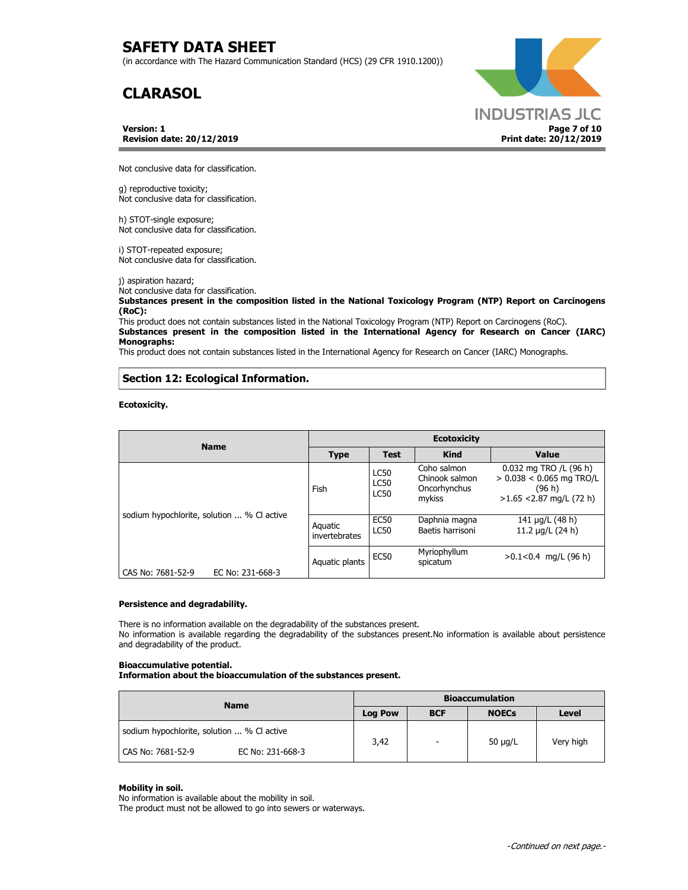Not conclusive data for classification.

g) reproductive toxicity;
Not conclusive data for classification.

h) STOT-single exposure;
Not conclusive data for classification.

i) STOT-repeated exposure;
Not conclusive data for classification.

j) aspiration hazard;
Not conclusive data for classification.

**Substances present in the composition listed in the National Toxicology Program (NTP) Report on Carcinogens (RoC):**
This product does not contain substances listed in the National Toxicology Program (NTP) Report on Carcinogens (RoC).
**Substances present in the composition listed in the International Agency for Research on Cancer (IARC) Monographs:**
This product does not contain substances listed in the International Agency for Research on Cancer (IARC) Monographs.

## Section 12: Ecological Information.

**Ecotoxicity.**

| Name | Ecotoxicity | | | |
|---|---|---|---|---|
| | Type | Test | Kind | Value |
| sodium hypochlorite, solution ... % Cl active<br>CAS No: 7681-52-9 EC No: 231-668-3 | Fish | LC50<br>LC50<br>LC50 | Coho salmon<br>Chinook salmon<br>Oncorhynchus mykiss | 0.032 mg TRO /L (96 h)<br>> 0.038 < 0.065 mg TRO/L (96 h)<br>>1.65 <2.87 mg/L (72 h) |
| | Aquatic invertebrates | EC50<br>LC50 | Daphnia magna<br>Baetis harrisoni | 141 µg/L (48 h)<br>11.2 µg/L (24 h) |
| | Aquatic plants | EC50 | Myriophyllum spicatum | >0.1<0.4 mg/L (96 h) |

**Persistence and degradability.**

There is no information available on the degradability of the substances present.
No information is available regarding the degradability of the substances present.No information is available about persistence and degradability of the product.

**Bioaccumulative potential.**
**Information about the bioaccumulation of the substances present.**

| Name | Bioaccumulation | | | |
|---|---|---|---|---|
| | Log Pow | BCF | NOECs | Level |
| sodium hypochlorite, solution ... % Cl active<br>CAS No: 7681-52-9 EC No: 231-668-3 | 3,42 | - | 50 µg/L | Very high |

**Mobility in soil.**
No information is available about the mobility in soil.
The product must not be allowed to go into sewers or waterways.

-Continued on next page.-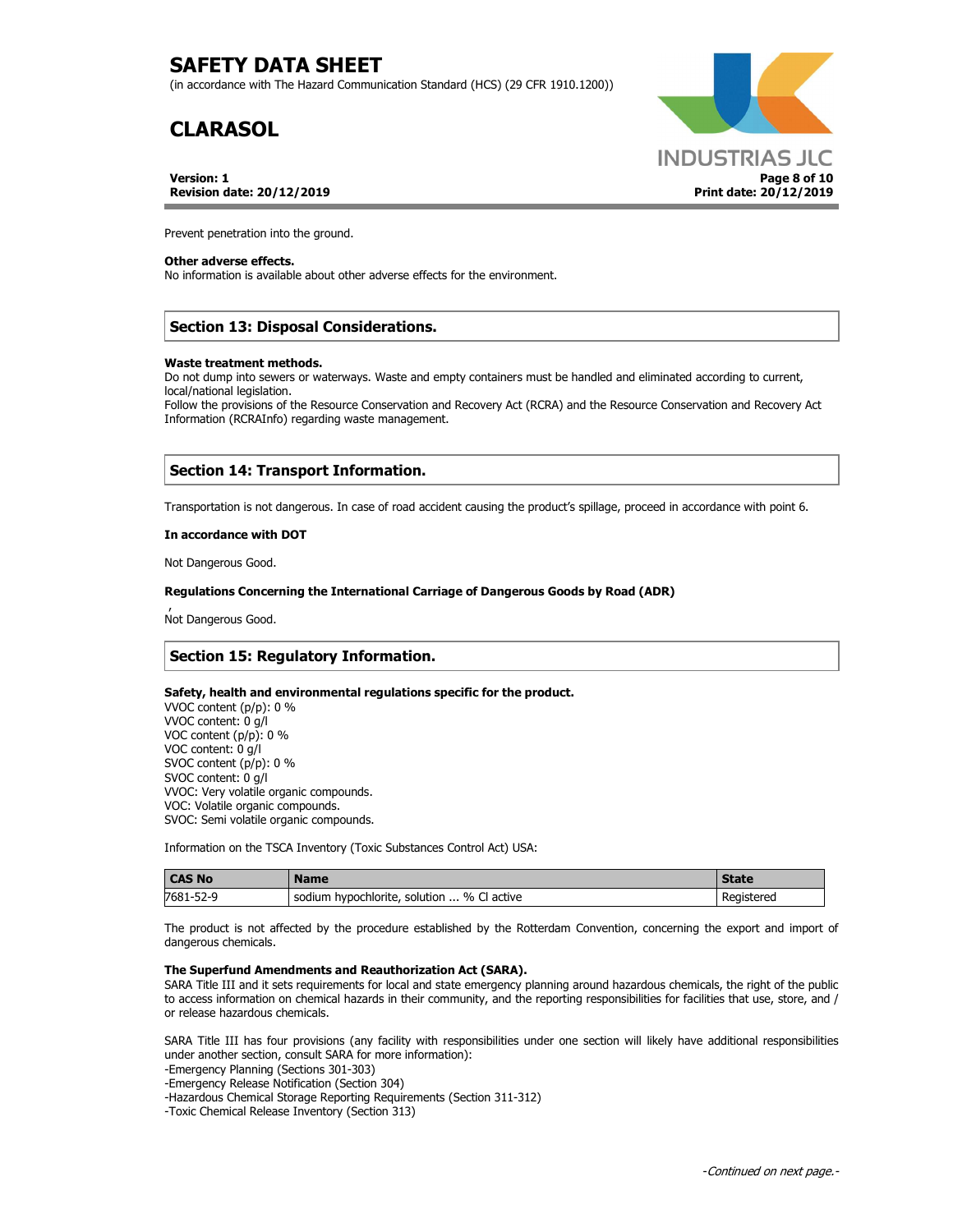Prevent penetration into the ground.

**Other adverse effects.**
No information is available about other adverse effects for the environment.

## Section 13: Disposal Considerations.

**Waste treatment methods.**
Do not dump into sewers or waterways. Waste and empty containers must be handled and eliminated according to current, local/national legislation.
Follow the provisions of the Resource Conservation and Recovery Act (RCRA) and the Resource Conservation and Recovery Act Information (RCRAInfo) regarding waste management.

## Section 14: Transport Information.

Transportation is not dangerous. In case of road accident causing the product's spillage, proceed in accordance with point 6.

**In accordance with DOT**

Not Dangerous Good.

**Regulations Concerning the International Carriage of Dangerous Goods by Road (ADR)**

,
Not Dangerous Good.

## Section 15: Regulatory Information.

**Safety, health and environmental regulations specific for the product.**
VVOC content (p/p): 0 %
VVOC content: 0 g/l
VOC content (p/p): 0 %
VOC content: 0 g/l
SVOC content (p/p): 0 %
SVOC content: 0 g/l
VVOC: Very volatile organic compounds.
VOC: Volatile organic compounds.
SVOC: Semi volatile organic compounds.

Information on the TSCA Inventory (Toxic Substances Control Act) USA:

| CAS No | Name | State |
|---|---|---|
| 7681-52-9 | sodium hypochlorite, solution ... % Cl active | Registered |

The product is not affected by the procedure established by the Rotterdam Convention, concerning the export and import of dangerous chemicals.

**The Superfund Amendments and Reauthorization Act (SARA).**
SARA Title III and it sets requirements for local and state emergency planning around hazardous chemicals, the right of the public to access information on chemical hazards in their community, and the reporting responsibilities for facilities that use, store, and / or release hazardous chemicals.

SARA Title III has four provisions (any facility with responsibilities under one section will likely have additional responsibilities under another section, consult SARA for more information):
-Emergency Planning (Sections 301-303)
-Emergency Release Notification (Section 304)
-Hazardous Chemical Storage Reporting Requirements (Section 311-312)
-Toxic Chemical Release Inventory (Section 313)

*-Continued on next page.-*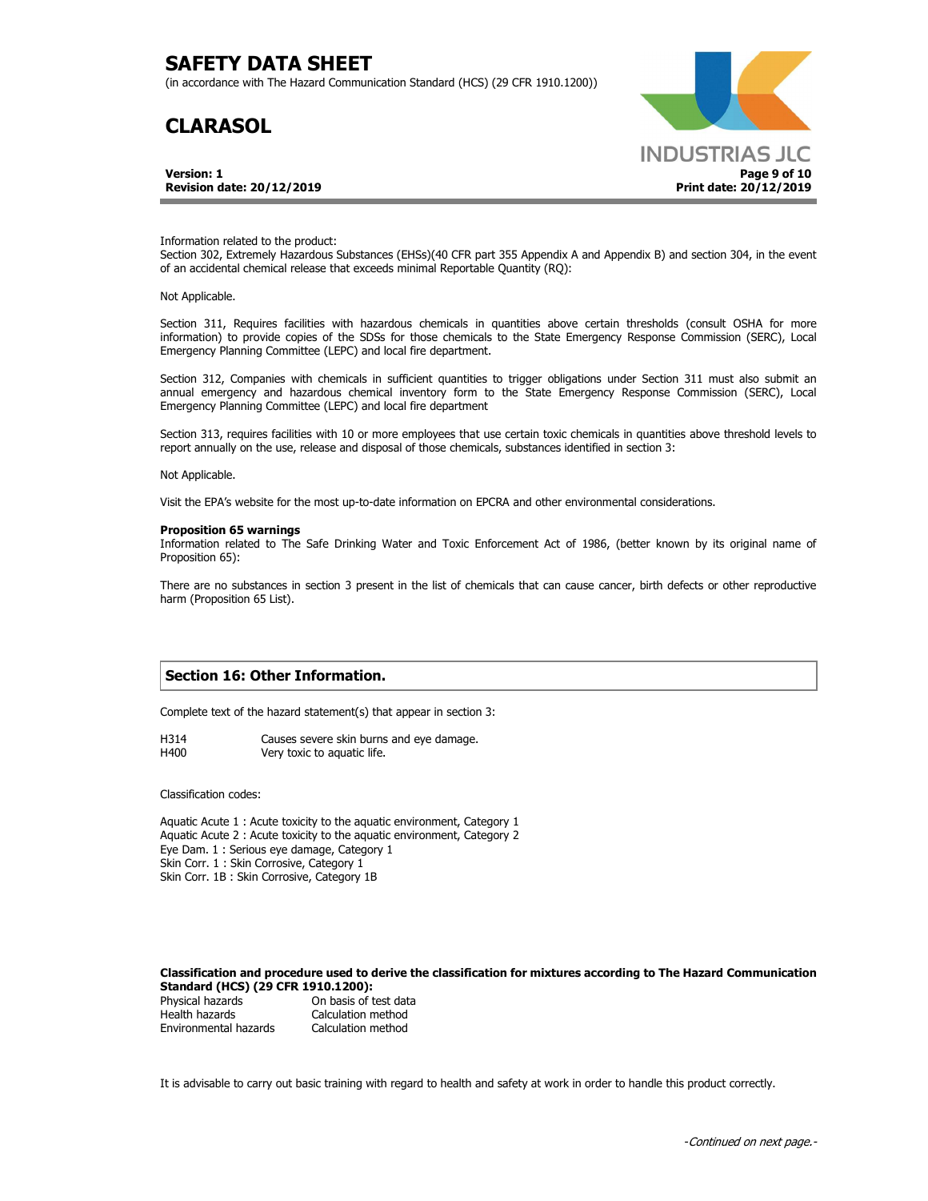Information related to the product:
Section 302, Extremely Hazardous Substances (EHSs)(40 CFR part 355 Appendix A and Appendix B) and section 304, in the event of an accidental chemical release that exceeds minimal Reportable Quantity (RQ):

Not Applicable.

Section 311, Requires facilities with hazardous chemicals in quantities above certain thresholds (consult OSHA for more information) to provide copies of the SDSs for those chemicals to the State Emergency Response Commission (SERC), Local Emergency Planning Committee (LEPC) and local fire department.

Section 312, Companies with chemicals in sufficient quantities to trigger obligations under Section 311 must also submit an annual emergency and hazardous chemical inventory form to the State Emergency Response Commission (SERC), Local Emergency Planning Committee (LEPC) and local fire department

Section 313, requires facilities with 10 or more employees that use certain toxic chemicals in quantities above threshold levels to report annually on the use, release and disposal of those chemicals, substances identified in section 3:

Not Applicable.

Visit the EPA's website for the most up-to-date information on EPCRA and other environmental considerations.

**Proposition 65 warnings**
Information related to The Safe Drinking Water and Toxic Enforcement Act of 1986, (better known by its original name of Proposition 65):

There are no substances in section 3 present in the list of chemicals that can cause cancer, birth defects or other reproductive harm (Proposition 65 List).

## Section 16: Other Information.

Complete text of the hazard statement(s) that appear in section 3:

| | |
|---|---|
| H314 | Causes severe skin burns and eye damage. |
| H400 | Very toxic to aquatic life. |

Classification codes:

Aquatic Acute 1 : Acute toxicity to the aquatic environment, Category 1
Aquatic Acute 2 : Acute toxicity to the aquatic environment, Category 2
Eye Dam. 1 : Serious eye damage, Category 1
Skin Corr. 1 : Skin Corrosive, Category 1
Skin Corr. 1B : Skin Corrosive, Category 1B

**Classification and procedure used to derive the classification for mixtures according to The Hazard Communication Standard (HCS) (29 CFR 1910.1200):**

| | |
|---|---|
| Physical hazards | On basis of test data |
| Health hazards | Calculation method |
| Environmental hazards | Calculation method |

It is advisable to carry out basic training with regard to health and safety at work in order to handle this product correctly.

*-Continued on next page.-*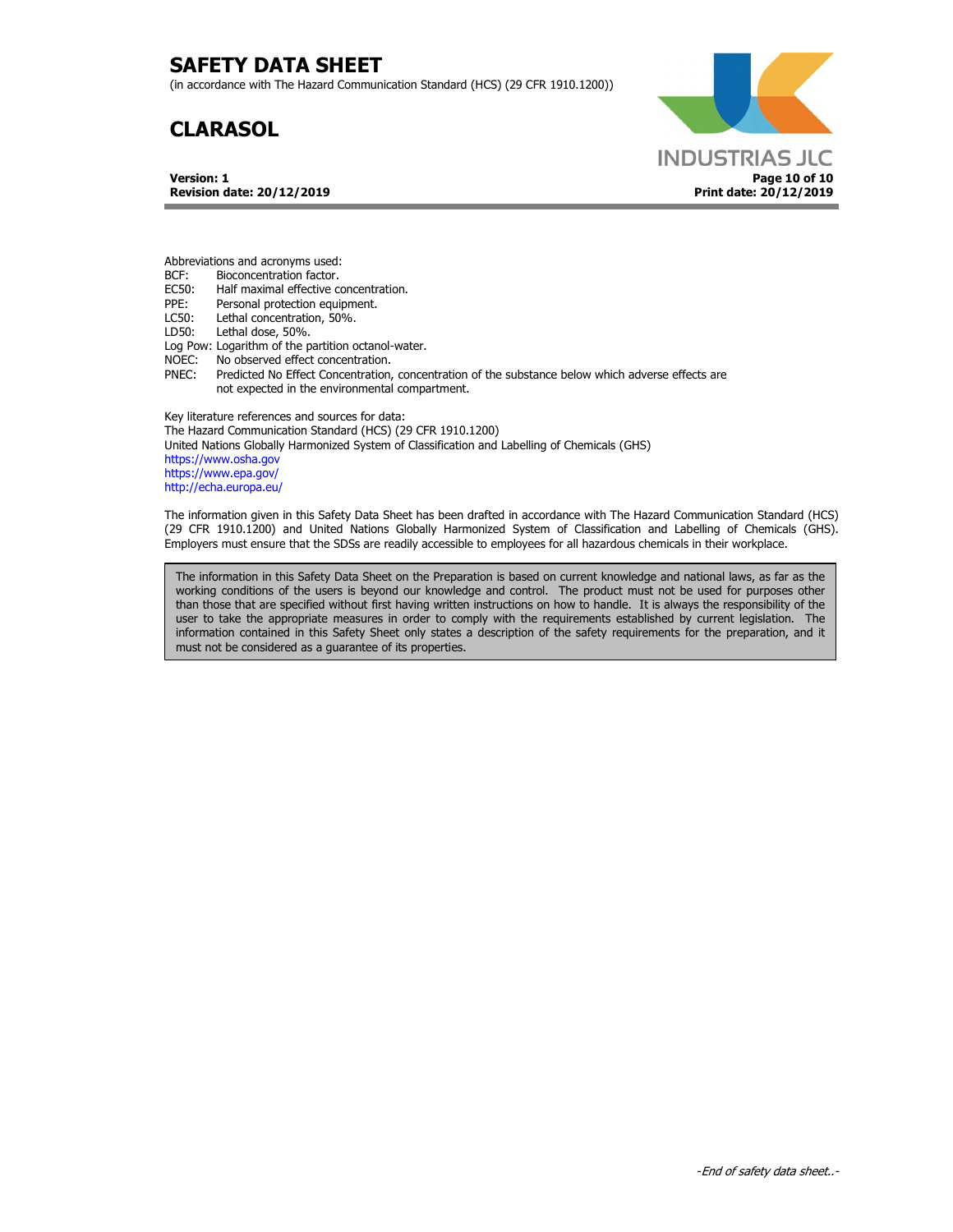Abbreviations and acronyms used:

BCF: Bioconcentration factor.
EC50: Half maximal effective concentration.
PPE: Personal protection equipment.
LC50: Lethal concentration, 50%.
LD50: Lethal dose, 50%.
Log Pow: Logarithm of the partition octanol-water.
NOEC: No observed effect concentration.
PNEC: Predicted No Effect Concentration, concentration of the substance below which adverse effects are not expected in the environmental compartment.

Key literature references and sources for data:
The Hazard Communication Standard (HCS) (29 CFR 1910.1200)
United Nations Globally Harmonized System of Classification and Labelling of Chemicals (GHS)
https://www.osha.gov
https://www.epa.gov/
http://echa.europa.eu/

The information given in this Safety Data Sheet has been drafted in accordance with The Hazard Communication Standard (HCS) (29 CFR 1910.1200) and United Nations Globally Harmonized System of Classification and Labelling of Chemicals (GHS). Employers must ensure that the SDSs are readily accessible to employees for all hazardous chemicals in their workplace.

The information in this Safety Data Sheet on the Preparation is based on current knowledge and national laws, as far as the working conditions of the users is beyond our knowledge and control. The product must not be used for purposes other than those that are specified without first having written instructions on how to handle. It is always the responsibility of the user to take the appropriate measures in order to comply with the requirements established by current legislation. The information contained in this Safety Sheet only states a description of the safety requirements for the preparation, and it must not be considered as a guarantee of its properties.

*-End of safety data sheet..-*